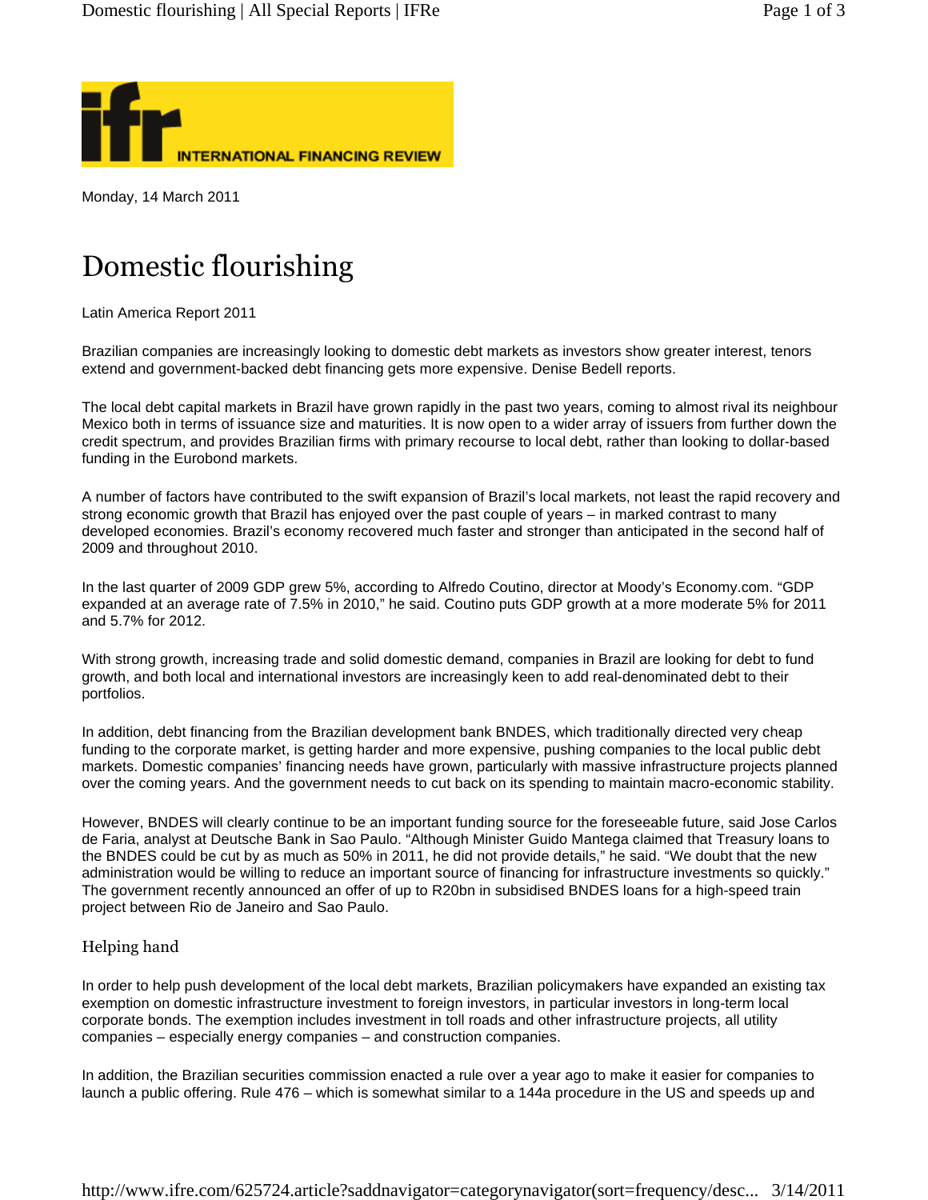Monday, 14 March 2011

# Domestic flourishing

Latin America Report 2011

Brazilian companies are increasingly looking to domestic debt markets as investors show greater interest, tenors extend and government-backed debt financing gets more expensive. Denise Bedell reports.

The local debt capital markets in Brazil have grown rapidly in the past two years, coming to almost rival its neighbour Mexico both in terms of issuance size and maturities. It is now open to a wider array of issuers from further down the credit spectrum, and provides Brazilian firms with primary recourse to local debt, rather than looking to dollar-based funding in the Eurobond markets.

A number of factors have contributed to the swift expansion of Brazil's local markets, not least the rapid recovery and strong economic growth that Brazil has enjoyed over the past couple of years – in marked contrast to many developed economies. Brazil's economy recovered much faster and stronger than anticipated in the second half of 2009 and throughout 2010.

In the last quarter of 2009 GDP grew 5%, according to Alfredo Coutino, director at Moody's Economy.com. "GDP expanded at an average rate of 7.5% in 2010," he said. Coutino puts GDP growth at a more moderate 5% for 2011 and 5.7% for 2012.

With strong growth, increasing trade and solid domestic demand, companies in Brazil are looking for debt to fund growth, and both local and international investors are increasingly keen to add real-denominated debt to their portfolios.

In addition, debt financing from the Brazilian development bank BNDES, which traditionally directed very cheap funding to the corporate market, is getting harder and more expensive, pushing companies to the local public debt markets. Domestic companies' financing needs have grown, particularly with massive infrastructure projects planned over the coming years. And the government needs to cut back on its spending to maintain macro-economic stability.

However, BNDES will clearly continue to be an important funding source for the foreseeable future, said Jose Carlos de Faria, analyst at Deutsche Bank in Sao Paulo. "Although Minister Guido Mantega claimed that Treasury loans to the BNDES could be cut by as much as 50% in 2011, he did not provide details," he said. "We doubt that the new administration would be willing to reduce an important source of financing for infrastructure investments so quickly." The government recently announced an offer of up to R20bn in subsidised BNDES loans for a high-speed train project between Rio de Janeiro and Sao Paulo.

## Helping hand

In order to help push development of the local debt markets, Brazilian policymakers have expanded an existing tax exemption on domestic infrastructure investment to foreign investors, in particular investors in long-term local corporate bonds. The exemption includes investment in toll roads and other infrastructure projects, all utility companies – especially energy companies – and construction companies.

In addition, the Brazilian securities commission enacted a rule over a year ago to make it easier for companies to launch a public offering. Rule 476 – which is somewhat similar to a 144a procedure in the US and speeds up and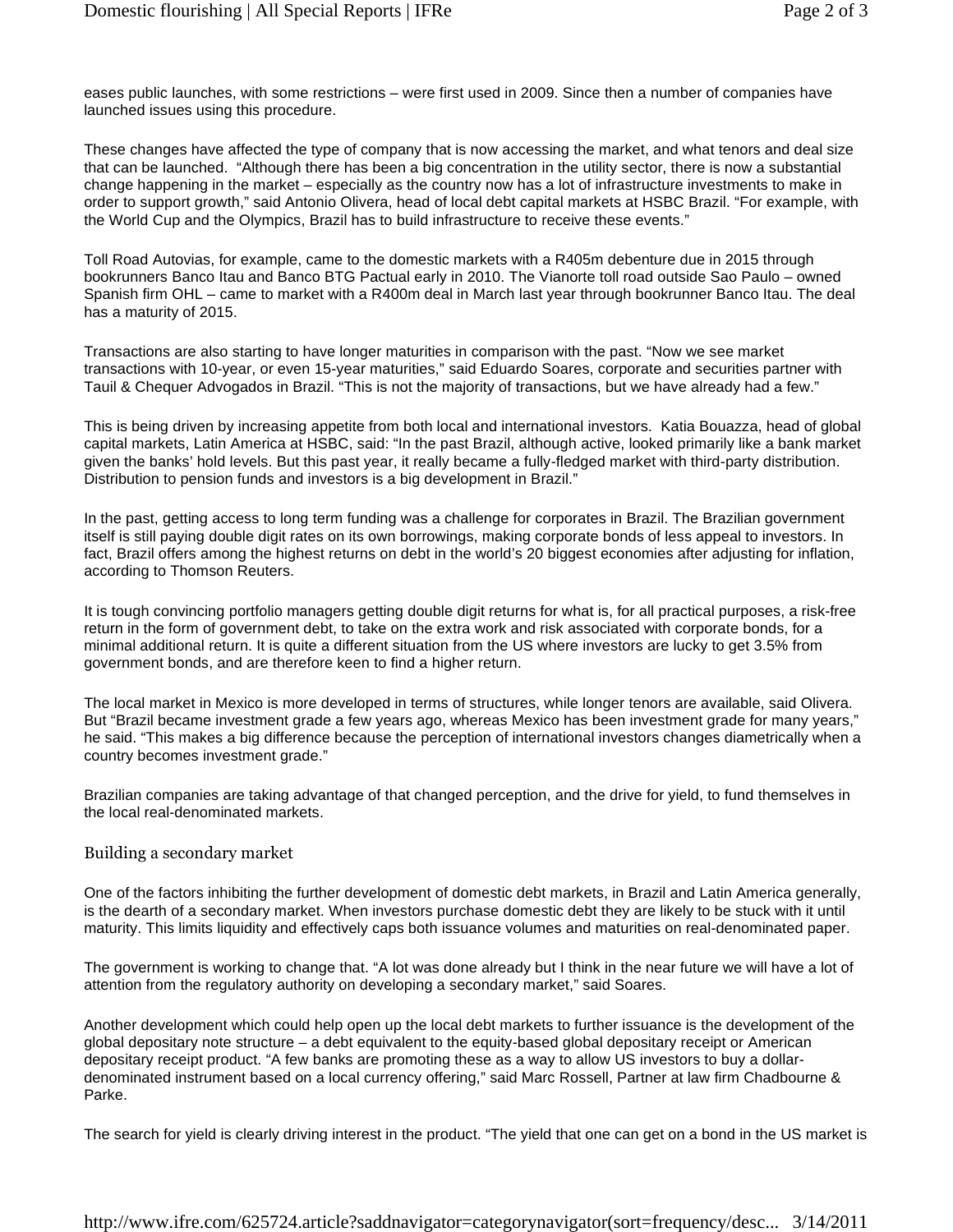eases public launches, with some restrictions – were first used in 2009. Since then a number of companies have launched issues using this procedure.

These changes have affected the type of company that is now accessing the market, and what tenors and deal size that can be launched. "Although there has been a big concentration in the utility sector, there is now a substantial change happening in the market – especially as the country now has a lot of infrastructure investments to make in order to support growth," said Antonio Olivera, head of local debt capital markets at HSBC Brazil. "For example, with the World Cup and the Olympics, Brazil has to build infrastructure to receive these events."

Toll Road Autovias, for example, came to the domestic markets with a R405m debenture due in 2015 through bookrunners Banco Itau and Banco BTG Pactual early in 2010. The Vianorte toll road outside Sao Paulo – owned Spanish firm OHL – came to market with a R400m deal in March last year through bookrunner Banco Itau. The deal has a maturity of 2015.

Transactions are also starting to have longer maturities in comparison with the past. "Now we see market transactions with 10-year, or even 15-year maturities," said Eduardo Soares, corporate and securities partner with Tauil & Chequer Advogados in Brazil. "This is not the majority of transactions, but we have already had a few."

This is being driven by increasing appetite from both local and international investors. Katia Bouazza, head of global capital markets, Latin America at HSBC, said: "In the past Brazil, although active, looked primarily like a bank market given the banks' hold levels. But this past year, it really became a fully-fledged market with third-party distribution. Distribution to pension funds and investors is a big development in Brazil."

In the past, getting access to long term funding was a challenge for corporates in Brazil. The Brazilian government itself is still paying double digit rates on its own borrowings, making corporate bonds of less appeal to investors. In fact, Brazil offers among the highest returns on debt in the world's 20 biggest economies after adjusting for inflation, according to Thomson Reuters.

It is tough convincing portfolio managers getting double digit returns for what is, for all practical purposes, a risk-free return in the form of government debt, to take on the extra work and risk associated with corporate bonds, for a minimal additional return. It is quite a different situation from the US where investors are lucky to get 3.5% from government bonds, and are therefore keen to find a higher return.

The local market in Mexico is more developed in terms of structures, while longer tenors are available, said Olivera. But "Brazil became investment grade a few years ago, whereas Mexico has been investment grade for many years," he said. "This makes a big difference because the perception of international investors changes diametrically when a country becomes investment grade."

Brazilian companies are taking advantage of that changed perception, and the drive for yield, to fund themselves in the local real-denominated markets.

## Building a secondary market

One of the factors inhibiting the further development of domestic debt markets, in Brazil and Latin America generally, is the dearth of a secondary market. When investors purchase domestic debt they are likely to be stuck with it until maturity. This limits liquidity and effectively caps both issuance volumes and maturities on real-denominated paper.

The government is working to change that. "A lot was done already but I think in the near future we will have a lot of attention from the regulatory authority on developing a secondary market," said Soares.

Another development which could help open up the local debt markets to further issuance is the development of the global depositary note structure – a debt equivalent to the equity-based global depositary receipt or American depositary receipt product. "A few banks are promoting these as a way to allow US investors to buy a dollar-denominated instrument based on a local currency offering," said Marc Rossell, Partner at law firm Chadbourne & Parke.

The search for yield is clearly driving interest in the product. "The yield that one can get on a bond in the US market is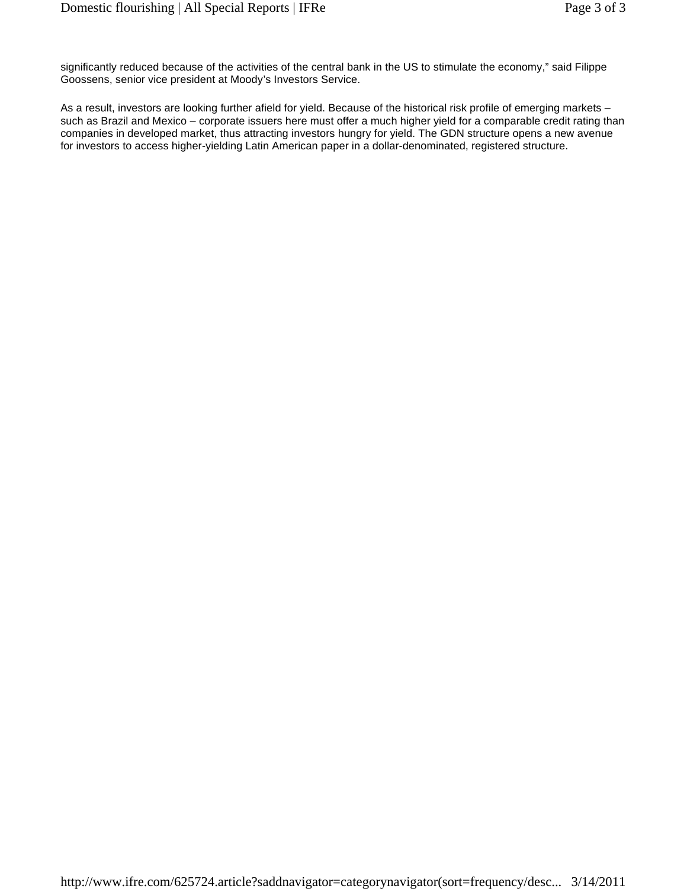significantly reduced because of the activities of the central bank in the US to stimulate the economy," said Filippe Goossens, senior vice president at Moody's Investors Service.

As a result, investors are looking further afield for yield. Because of the historical risk profile of emerging markets – such as Brazil and Mexico – corporate issuers here must offer a much higher yield for a comparable credit rating than companies in developed market, thus attracting investors hungry for yield. The GDN structure opens a new avenue for investors to access higher-yielding Latin American paper in a dollar-denominated, registered structure.